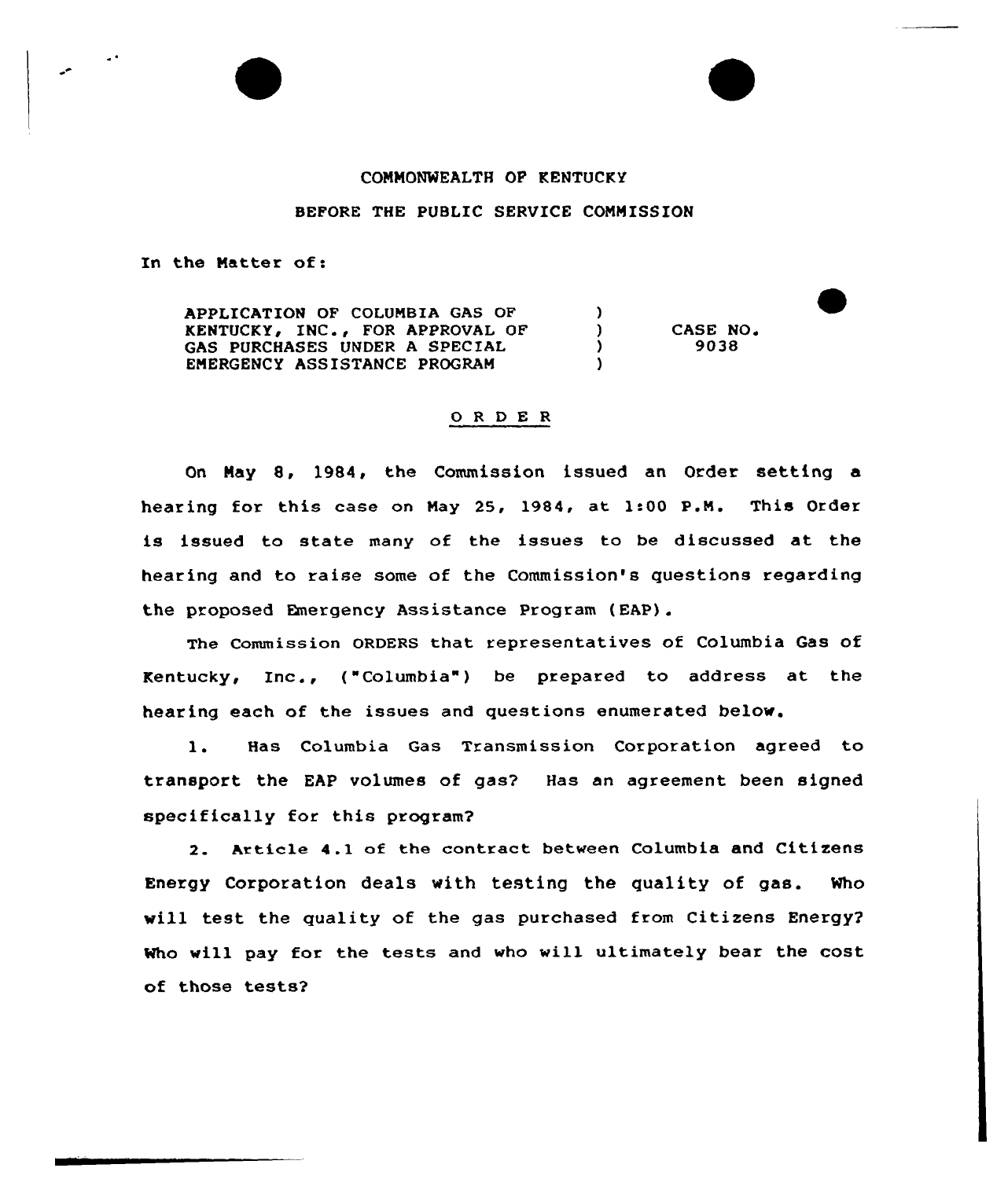COMMONWEALTH OF KENTUCKY

BEFORE THE PUBLIC SERVICE COMMISSION

In the Matter of:

| | | |
|---|---|---|
| APPLICATION OF COLUMBIA GAS OF KENTUCKY, INC., FOR APPROVAL OF GAS PURCHASES UNDER A SPECIAL EMERGENCY ASSISTANCE PROGRAM | ) ) ) ) | CASE NO. 9038 |

## O R D E R

On May 8, 1984, the Commission issued an Order setting a hearing for this case on May 25, 1984, at 1:00 P.M. This Order is issued to state many of the issues to be discussed at the hearing and to raise some of the Commission's questions regarding the proposed Emergency Assistance Program (EAP).

The Commission ORDERS that representatives of Columbia Gas of Kentucky, Inc., ("Columbia") be prepared to address at the hearing each of the issues and questions enumerated below.

1. Has Columbia Gas Transmission Corporation agreed to transport the EAP volumes of gas? Has an agreement been signed specifically for this program?

2. Article 4.1 of the contract between Columbia and Citizens Energy Corporation deals with testing the quality of gas. Who will test the quality of the gas purchased from Citizens Energy? Who will pay for the tests and who will ultimately bear the cost of those tests?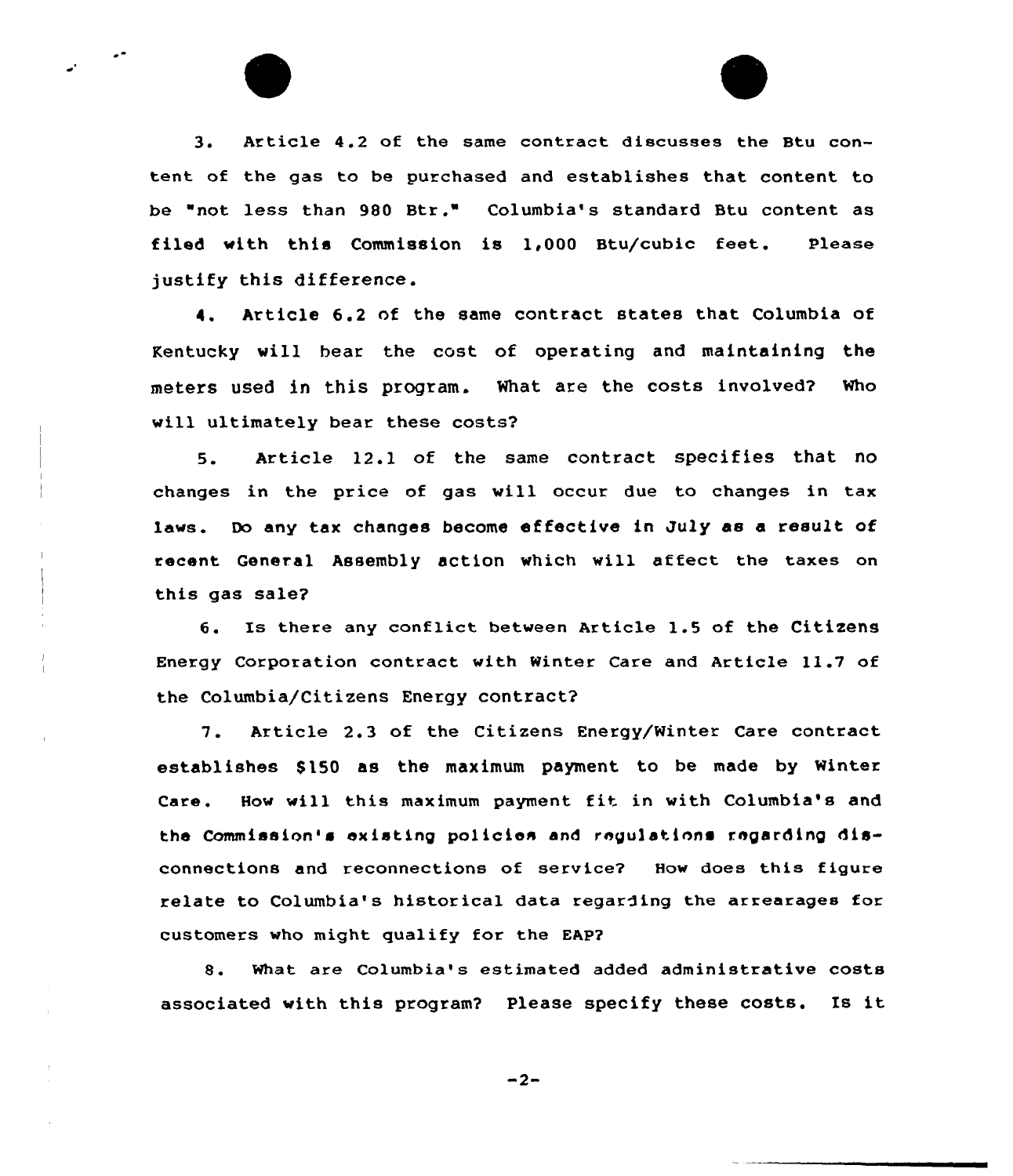3. Article 4.2 of the same contract discusses the Btu content of the gas to be purchased and establishes that content to be "not less than 980 Btr." Columbia's standard Btu content as filed with this Commission is 1,000 Btu/cubic feet. Please justify this difference.

4. Article 6.2 of the same contract states that Columbia of Kentucky will bear the cost of operating and maintaining the meters used in this program. What are the costs involved? Who will ultimately bear these costs?

5. Article 12.1 of the same contract specifies that no changes in the price of gas will occur due to changes in tax laws. Do any tax changes become effective in July as a result of recent General Assembly action which will affect the taxes on this gas sale?

6. Is there any conflict between Article 1.5 of the Citizens Energy Corporation contract with Winter Care and Article 11.7 of the Columbia/Citizens Energy contract?

7. Article 2.3 of the Citizens Energy/Winter Care contract establishes $150 as the maximum payment to be made by Winter Care. How will this maximum payment fit in with Columbia's and the Commission's existing policies and regulations regarding disconnections and reconnections of service? How does this figure relate to Columbia's historical data regarding the arrearages for customers who might qualify for the EAP?

8. What are Columbia's estimated added administrative costs associated with this program? Please specify these costs. Is it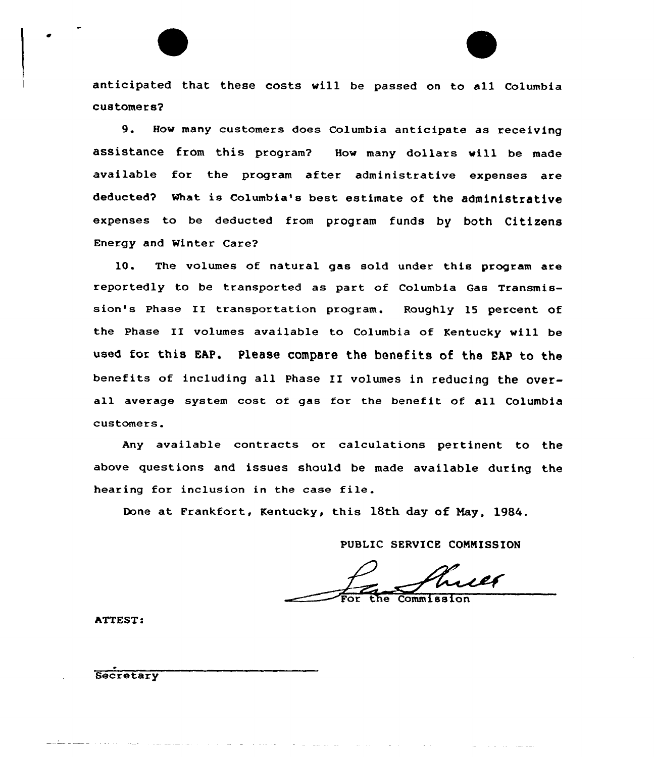anticipated that these costs will be passed on to all Columbia customers?

9. How many customers does Columbia anticipate as receiving assistance from this program? How many dollars will be made available for the program after administrative expenses are deducted? What is Columbia's best estimate of the administrative expenses to be deducted from program funds by both Citizens Energy and Winter Care?

10. The volumes of natural gas sold under this program are reportedly to be transported as part of Columbia Gas Transmission's Phase II transportation program. Roughly 15 percent of the Phase II volumes available to Columbia of Kentucky will be used for this EAP. Please compare the benefits of the EAP to the benefits of including all Phase II volumes in reducing the overall average system cost of gas for the benefit of all Columbia customers.

Any available contracts or calculations pertinent to the above questions and issues should be made available during the hearing for inclusion in the case file.

Done at Frankfort, Kentucky, this 18th day of May, 1984.

PUBLIC SERVICE COMMISSION

For the Commission

ATTEST:

Secretary